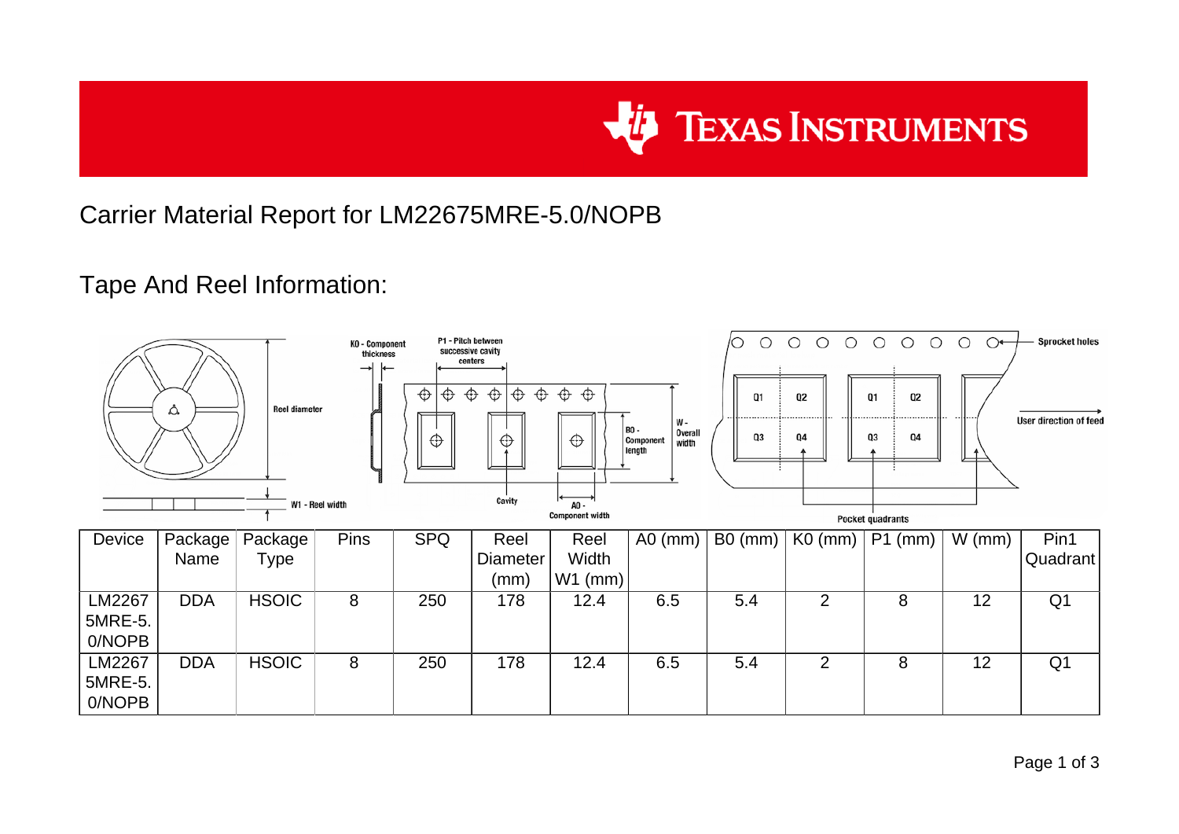# Carrier Material Report for LM22675MRE-5.0/NOPB

## Tape And Reel Information:

| Device | Package Name | Package Type | Pins | SPQ | Reel Diameter (mm) | Reel Width W1 (mm) | A0 (mm) | B0 (mm) | K0 (mm) | P1 (mm) | W (mm) | Pin1 Quadrant |
|---|---|---|---|---|---|---|---|---|---|---|---|---|
| LM22675MRE-5.0/NOPB | DDA | HSOIC | 8 | 250 | 178 | 12.4 | 6.5 | 5.4 | 2 | 8 | 12 | Q1 |
| LM22675MRE-5.0/NOPB | DDA | HSOIC | 8 | 250 | 178 | 12.4 | 6.5 | 5.4 | 2 | 8 | 12 | Q1 |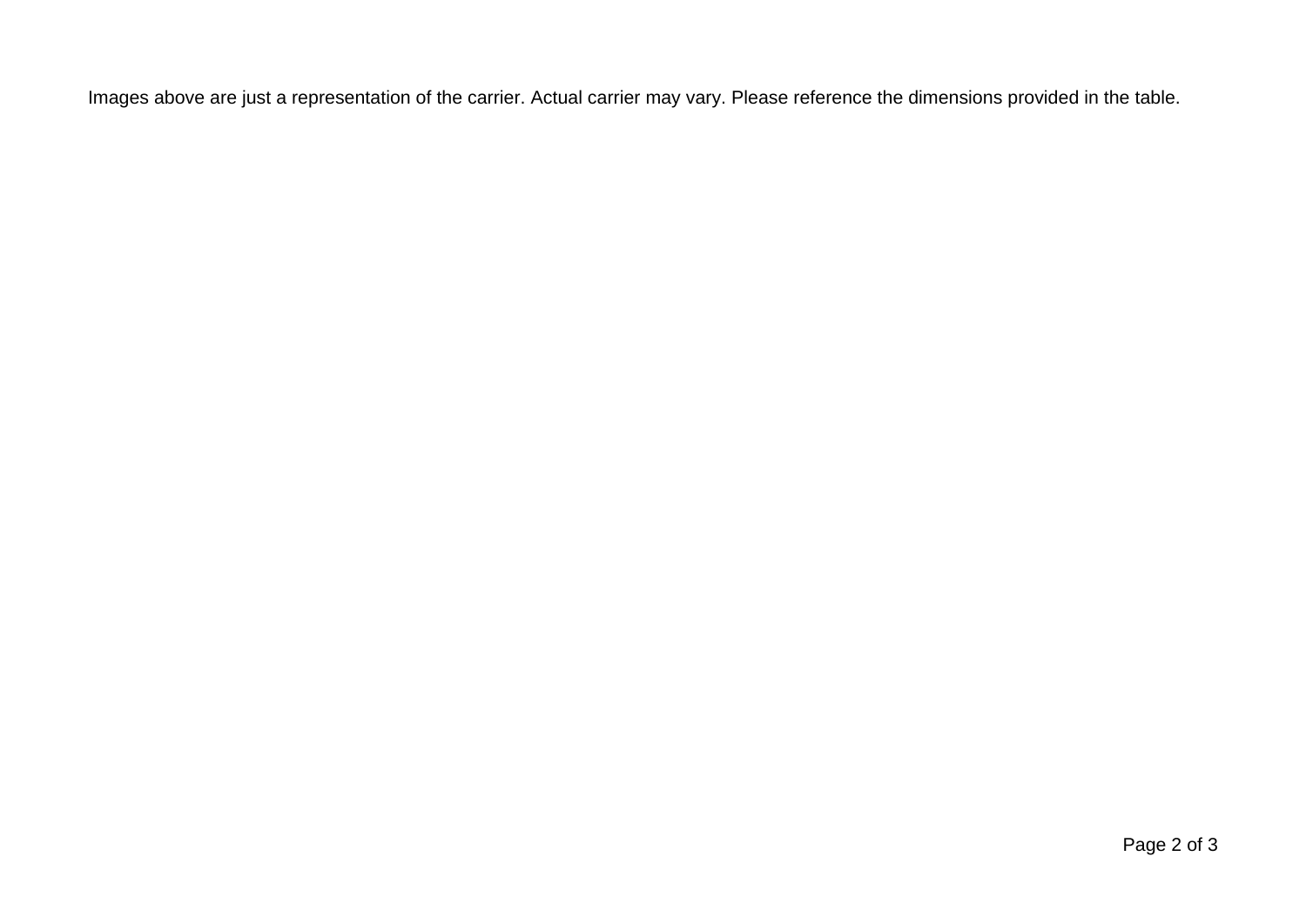Images above are just a representation of the carrier. Actual carrier may vary. Please reference the dimensions provided in the table.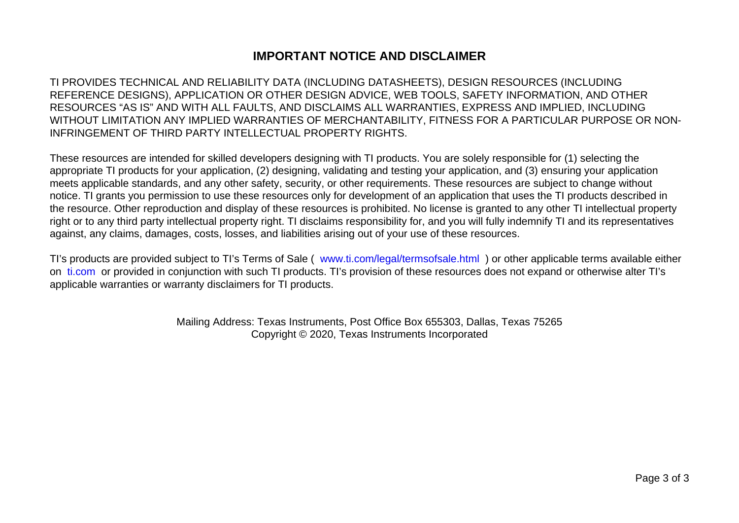# IMPORTANT NOTICE AND DISCLAIMER

TI PROVIDES TECHNICAL AND RELIABILITY DATA (INCLUDING DATASHEETS), DESIGN RESOURCES (INCLUDING REFERENCE DESIGNS), APPLICATION OR OTHER DESIGN ADVICE, WEB TOOLS, SAFETY INFORMATION, AND OTHER RESOURCES "AS IS" AND WITH ALL FAULTS, AND DISCLAIMS ALL WARRANTIES, EXPRESS AND IMPLIED, INCLUDING WITHOUT LIMITATION ANY IMPLIED WARRANTIES OF MERCHANTABILITY, FITNESS FOR A PARTICULAR PURPOSE OR NON-INFRINGEMENT OF THIRD PARTY INTELLECTUAL PROPERTY RIGHTS.

These resources are intended for skilled developers designing with TI products. You are solely responsible for (1) selecting the appropriate TI products for your application, (2) designing, validating and testing your application, and (3) ensuring your application meets applicable standards, and any other safety, security, or other requirements. These resources are subject to change without notice. TI grants you permission to use these resources only for development of an application that uses the TI products described in the resource. Other reproduction and display of these resources is prohibited. No license is granted to any other TI intellectual property right or to any third party intellectual property right. TI disclaims responsibility for, and you will fully indemnify TI and its representatives against, any claims, damages, costs, losses, and liabilities arising out of your use of these resources.

TI's products are provided subject to TI's Terms of Sale ( www.ti.com/legal/termsofsale.html ) or other applicable terms available either on ti.com or provided in conjunction with such TI products. TI's provision of these resources does not expand or otherwise alter TI's applicable warranties or warranty disclaimers for TI products.

Mailing Address: Texas Instruments, Post Office Box 655303, Dallas, Texas 75265
Copyright © 2020, Texas Instruments Incorporated